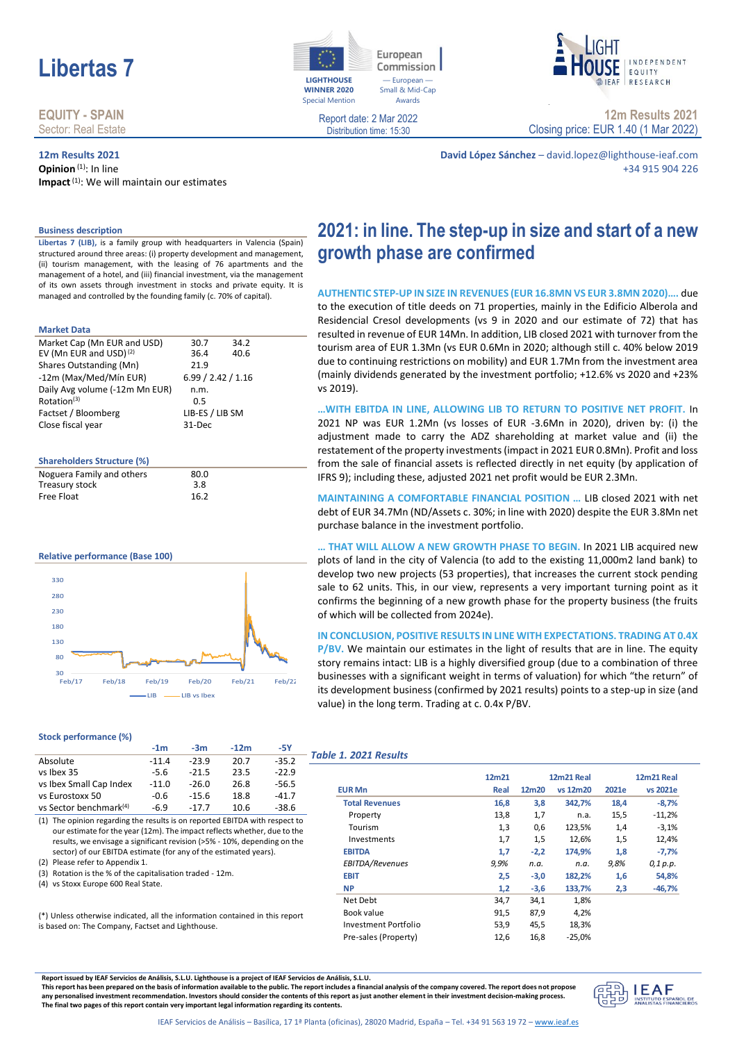# Libertas 7

**EQUITY - SPAIN**
Sector: Real Estate

LIGHTHOUSE WINNER 2020 Special Mention — European Commission — European — Small & Mid-Cap Awards

Report date: 2 Mar 2022
Distribution time: 15:30

LIGHTHOUSE INDEPENDENT EQUITY RESEARCH IEAF

**12m Results 2021**
Closing price: EUR 1.40 (1 Mar 2022)

**12m Results 2021**
**Opinion** [(1)]: In line
**Impact** [(1)]: We will maintain our estimates

**David López Sánchez** – david.lopez@lighthouse-ieaf.com
+34 915 904 226

### Business description

**Libertas 7 (LIB),** is a family group with headquarters in Valencia (Spain) structured around three areas: (i) property development and management, (ii) tourism management, with the leasing of 76 apartments and the management of a hotel, and (iii) financial investment, via the management of its own assets through investment in stocks and private equity. It is managed and controlled by the founding family (c. 70% of capital).

### Market Data

| | | |
|---|---|---|
| Market Cap (Mn EUR and USD) | 30.7 | 34.2 |
| EV (Mn EUR and USD) [(2)] | 36.4 | 40.6 |
| Shares Outstanding (Mn) | 21.9 | |
| -12m (Max/Med/Mín EUR) | 6.99 / 2.42 / 1.16 | |
| Daily Avg volume (-12m Mn EUR) | n.m. | |
| Rotation[(3)] | 0.5 | |
| Factset / Bloomberg | LIB-ES / LIB SM | |
| Close fiscal year | 31-Dec | |

### Shareholders Structure (%)

| | |
|---|---|
| Noguera Family and others | 80.0 |
| Treasury stock | 3.8 |
| Free Float | 16.2 |

### Relative performance (Base 100)

Feb/17 – Feb/22; LIB, LIB vs Ibex

### Stock performance (%)

| | -1m | -3m | -12m | -5Y |
|---|---|---|---|---|
| Absolute | -11.4 | -23.9 | 20.7 | -35.2 |
| vs Ibex 35 | -5.6 | -21.5 | 23.5 | -22.9 |
| vs Ibex Small Cap Index | -11.0 | -26.0 | 26.8 | -56.5 |
| vs Eurostoxx 50 | -0.6 | -15.6 | 18.8 | -41.7 |
| vs Sector benchmark[(4)] | -6.9 | -17.7 | 10.6 | -38.6 |

(1) The opinion regarding the results is on reported EBITDA with respect to our estimate for the year (12m). The impact reflects whether, due to the results, we envisage a significant revision (>5% - 10%, depending on the sector) of our EBITDA estimate (for any of the estimated years).
(2) Please refer to Appendix 1.
(3) Rotation is the % of the capitalisation traded - 12m.
(4) vs Stoxx Europe 600 Real State.

(*) Unless otherwise indicated, all the information contained in this report is based on: The Company, Factset and Lighthouse.

## 2021: in line. The step-up in size and start of a new growth phase are confirmed

**AUTHENTIC STEP-UP IN SIZE IN REVENUES (EUR 16.8MN VS EUR 3.8MN 2020)….** due to the execution of title deeds on 71 properties, mainly in the Edificio Alberola and Residencial Cresol developments (vs 9 in 2020 and our estimate of 72) that has resulted in revenue of EUR 14Mn. In addition, LIB closed 2021 with turnover from the tourism area of EUR 1.3Mn (vs EUR 0.6Mn in 2020; although still c. 40% below 2019 due to continuing restrictions on mobility) and EUR 1.7Mn from the investment area (mainly dividends generated by the investment portfolio; +12.6% vs 2020 and +23% vs 2019).

**…WITH EBITDA IN LINE, ALLOWING LIB TO RETURN TO POSITIVE NET PROFIT.** In 2021 NP was EUR 1.2Mn (vs losses of EUR -3.6Mn in 2020), driven by: (i) the adjustment made to carry the ADZ shareholding at market value and (ii) the restatement of the property investments (impact in 2021 EUR 0.8Mn). Profit and loss from the sale of financial assets is reflected directly in net equity (by application of IFRS 9); including these, adjusted 2021 net profit would be EUR 2.3Mn.

**MAINTAINING A COMFORTABLE FINANCIAL POSITION …** LIB closed 2021 with net debt of EUR 34.7Mn (ND/Assets c. 30%; in line with 2020) despite the EUR 3.8Mn net purchase balance in the investment portfolio.

**… THAT WILL ALLOW A NEW GROWTH PHASE TO BEGIN.** In 2021 LIB acquired new plots of land in the city of Valencia (to add to the existing 11,000m2 land bank) to develop two new projects (53 properties), that increases the current stock pending sale to 62 units. This, in our view, represents a very important turning point as it confirms the beginning of a new growth phase for the property business (the fruits of which will be collected from 2024e).

**IN CONCLUSION, POSITIVE RESULTS IN LINE WITH EXPECTATIONS. TRADING AT 0.4X P/BV.** We maintain our estimates in the light of results that are in line. The equity story remains intact: LIB is a highly diversified group (due to a combination of three businesses with a significant weight in terms of valuation) for which "the return" of its development business (confirmed by 2021 results) points to a step-up in size (and value) in the long term. Trading at c. 0.4x P/BV.

*Table 1. 2021 Results*

| EUR Mn | 12m21 Real | 12m20 | 12m21 Real vs 12m20 | 2021e | 12m21 Real vs 2021e |
|---|---|---|---|---|---|
| **Total Revenues** | **16,8** | **3,8** | **342,7%** | **18,4** | **-8,7%** |
| Property | 13,8 | 1,7 | n.a. | 15,5 | -11,2% |
| Tourism | 1,3 | 0,6 | 123,5% | 1,4 | -3,1% |
| Investments | 1,7 | 1,5 | 12,6% | 1,5 | 12,4% |
| **EBITDA** | **1,7** | **-2,2** | **174,9%** | **1,8** | **-7,7%** |
| *EBITDA/Revenues* | *9,9%* | *n.a.* | *n.a.* | *9,8%* | *0,1 p.p.* |
| **EBIT** | **2,5** | **-3,0** | **182,2%** | **1,6** | **54,8%** |
| **NP** | **1,2** | **-3,6** | **133,7%** | **2,3** | **-46,7%** |
| Net Debt | 34,7 | 34,1 | 1,8% | | |
| Book value | 91,5 | 87,9 | 4,2% | | |
| Investment Portfolio | 53,9 | 45,5 | 18,3% | | |
| Pre-sales (Property) | 12,6 | 16,8 | -25,0% | | |

**Report issued by IEAF Servicios de Análisis, S.L.U. Lighthouse is a project of IEAF Servicios de Análisis, S.L.U.**
**This report has been prepared on the basis of information available to the public. The report includes a financial analysis of the company covered. The report does not propose any personalised investment recommendation. Investors should consider the contents of this report as just another element in their investment decision-making process. The final two pages of this report contain very important legal information regarding its contents.**

IEAF Servicios de Análisis – Basílica, 17 1ª Planta (oficinas), 28020 Madrid, España – Tel. +34 91 563 19 72 – www.ieaf.es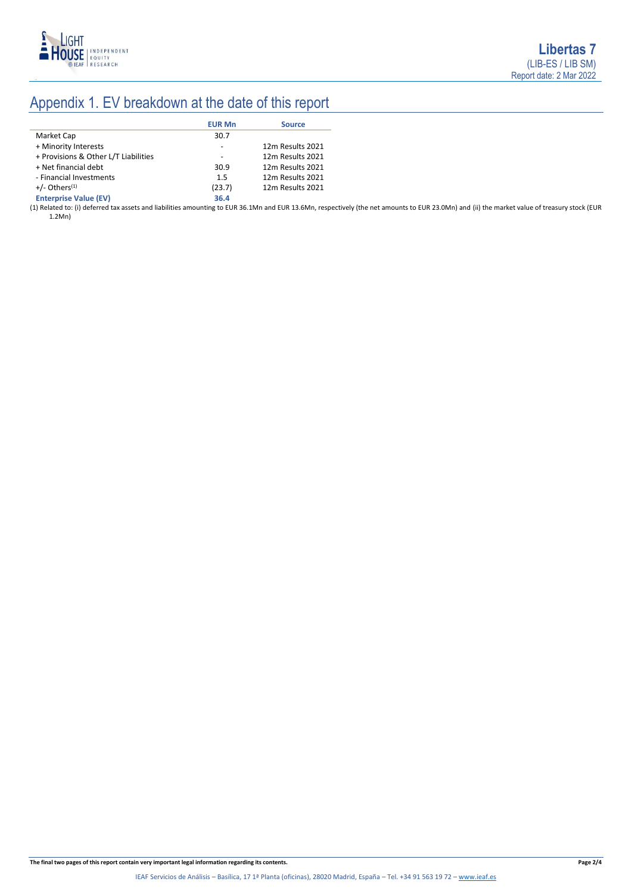# Appendix 1. EV breakdown at the date of this report

| | EUR Mn | Source |
|---|---|---|
| Market Cap | 30.7 | |
| + Minority Interests | - | 12m Results 2021 |
| + Provisions & Other L/T Liabilities | - | 12m Results 2021 |
| + Net financial debt | 30.9 | 12m Results 2021 |
| - Financial Investments | 1.5 | 12m Results 2021 |
| +/- Others[1] | (23.7) | 12m Results 2021 |
| **Enterprise Value (EV)** | **36.4** | |

(1) Related to: (i) deferred tax assets and liabilities amounting to EUR 36.1Mn and EUR 13.6Mn, respectively (the net amounts to EUR 23.0Mn) and (ii) the market value of treasury stock (EUR 1.2Mn)

**The final two pages of this report contain very important legal information regarding its contents.**

IEAF Servicios de Análisis – Basílica, 17 1ª Planta (oficinas), 28020 Madrid, España – Tel. +34 91 563 19 72 – www.ieaf.es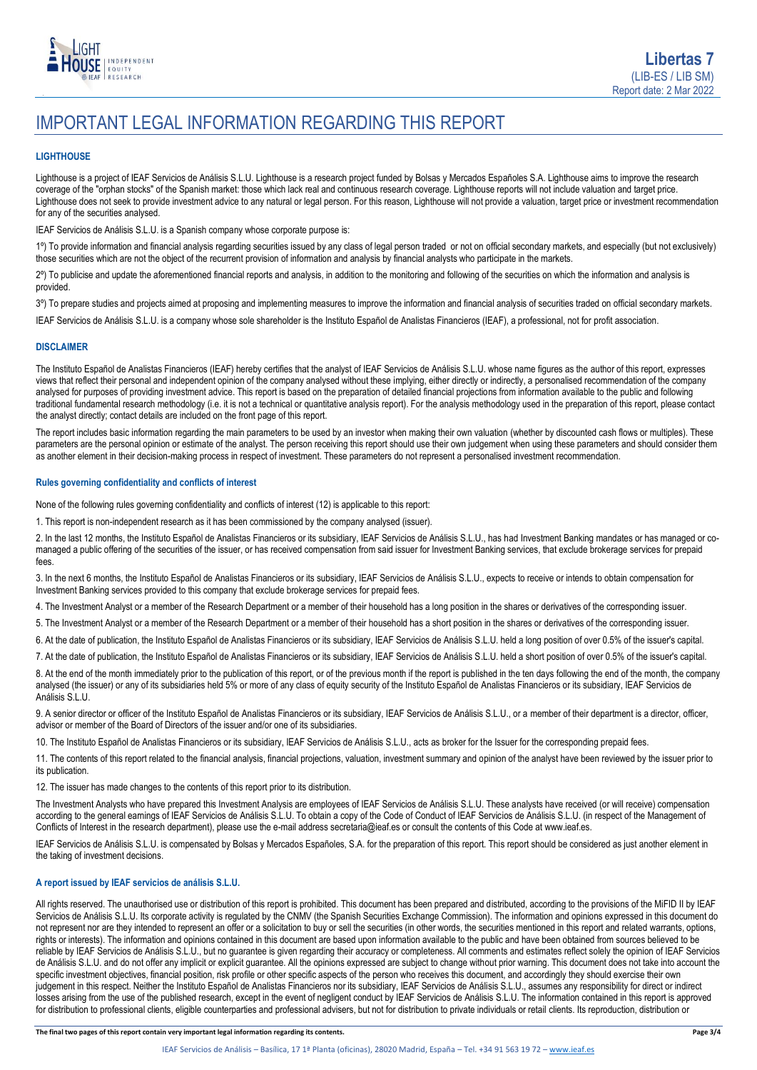# IMPORTANT LEGAL INFORMATION REGARDING THIS REPORT

### LIGHTHOUSE

Lighthouse is a project of IEAF Servicios de Análisis S.L.U. Lighthouse is a research project funded by Bolsas y Mercados Españoles S.A. Lighthouse aims to improve the research coverage of the "orphan stocks" of the Spanish market: those which lack real and continuous research coverage. Lighthouse reports will not include valuation and target price. Lighthouse does not seek to provide investment advice to any natural or legal person. For this reason, Lighthouse will not provide a valuation, target price or investment recommendation for any of the securities analysed.

IEAF Servicios de Análisis S.L.U. is a Spanish company whose corporate purpose is:

1º) To provide information and financial analysis regarding securities issued by any class of legal person traded or not on official secondary markets, and especially (but not exclusively) those securities which are not the object of the recurrent provision of information and analysis by financial analysts who participate in the markets.

2º) To publicise and update the aforementioned financial reports and analysis, in addition to the monitoring and following of the securities on which the information and analysis is provided.

3º) To prepare studies and projects aimed at proposing and implementing measures to improve the information and financial analysis of securities traded on official secondary markets.

IEAF Servicios de Análisis S.L.U. is a company whose sole shareholder is the Instituto Español de Analistas Financieros (IEAF), a professional, not for profit association.

### DISCLAIMER

The Instituto Español de Analistas Financieros (IEAF) hereby certifies that the analyst of IEAF Servicios de Análisis S.L.U. whose name figures as the author of this report, expresses views that reflect their personal and independent opinion of the company analysed without these implying, either directly or indirectly, a personalised recommendation of the company analysed for purposes of providing investment advice. This report is based on the preparation of detailed financial projections from information available to the public and following traditional fundamental research methodology (i.e. it is not a technical or quantitative analysis report). For the analysis methodology used in the preparation of this report, please contact the analyst directly; contact details are included on the front page of this report.

The report includes basic information regarding the main parameters to be used by an investor when making their own valuation (whether by discounted cash flows or multiples). These parameters are the personal opinion or estimate of the analyst. The person receiving this report should use their own judgement when using these parameters and should consider them as another element in their decision-making process in respect of investment. These parameters do not represent a personalised investment recommendation.

### Rules governing confidentiality and conflicts of interest

None of the following rules governing confidentiality and conflicts of interest (12) is applicable to this report:

1. This report is non-independent research as it has been commissioned by the company analysed (issuer).

2. In the last 12 months, the Instituto Español de Analistas Financieros or its subsidiary, IEAF Servicios de Análisis S.L.U., has had Investment Banking mandates or has managed or co-managed a public offering of the securities of the issuer, or has received compensation from said issuer for Investment Banking services, that exclude brokerage services for prepaid fees.

3. In the next 6 months, the Instituto Español de Analistas Financieros or its subsidiary, IEAF Servicios de Análisis S.L.U., expects to receive or intends to obtain compensation for Investment Banking services provided to this company that exclude brokerage services for prepaid fees.

4. The Investment Analyst or a member of the Research Department or a member of their household has a long position in the shares or derivatives of the corresponding issuer.

5. The Investment Analyst or a member of the Research Department or a member of their household has a short position in the shares or derivatives of the corresponding issuer.

6. At the date of publication, the Instituto Español de Analistas Financieros or its subsidiary, IEAF Servicios de Análisis S.L.U. held a long position of over 0.5% of the issuer's capital.

7. At the date of publication, the Instituto Español de Analistas Financieros or its subsidiary, IEAF Servicios de Análisis S.L.U. held a short position of over 0.5% of the issuer's capital.

8. At the end of the month immediately prior to the publication of this report, or of the previous month if the report is published in the ten days following the end of the month, the company analysed (the issuer) or any of its subsidiaries held 5% or more of any class of equity security of the Instituto Español de Analistas Financieros or its subsidiary, IEAF Servicios de Análisis S.L.U.

9. A senior director or officer of the Instituto Español de Analistas Financieros or its subsidiary, IEAF Servicios de Análisis S.L.U., or a member of their department is a director, officer, advisor or member of the Board of Directors of the issuer and/or one of its subsidiaries.

10. The Instituto Español de Analistas Financieros or its subsidiary, IEAF Servicios de Análisis S.L.U., acts as broker for the Issuer for the corresponding prepaid fees.

11. The contents of this report related to the financial analysis, financial projections, valuation, investment summary and opinion of the analyst have been reviewed by the issuer prior to its publication.

12. The issuer has made changes to the contents of this report prior to its distribution.

The Investment Analysts who have prepared this Investment Analysis are employees of IEAF Servicios de Análisis S.L.U. These analysts have received (or will receive) compensation according to the general earnings of IEAF Servicios de Análisis S.L.U. To obtain a copy of the Code of Conduct of IEAF Servicios de Análisis S.L.U. (in respect of the Management of Conflicts of Interest in the research department), please use the e-mail address secretaria@ieaf.es or consult the contents of this Code at www.ieaf.es.

IEAF Servicios de Análisis S.L.U. is compensated by Bolsas y Mercados Españoles, S.A. for the preparation of this report. This report should be considered as just another element in the taking of investment decisions.

### A report issued by IEAF servicios de análisis S.L.U.

All rights reserved. The unauthorised use or distribution of this report is prohibited. This document has been prepared and distributed, according to the provisions of the MiFID II by IEAF Servicios de Análisis S.L.U. Its corporate activity is regulated by the CNMV (the Spanish Securities Exchange Commission). The information and opinions expressed in this document do not represent nor are they intended to represent an offer or a solicitation to buy or sell the securities (in other words, the securities mentioned in this report and related warrants, options, rights or interests). The information and opinions contained in this document are based upon information available to the public and have been obtained from sources believed to be reliable by IEAF Servicios de Análisis S.L.U., but no guarantee is given regarding their accuracy or completeness. All comments and estimates reflect solely the opinion of IEAF Servicios de Análisis S.L.U. and do not offer any implicit or explicit guarantee. All the opinions expressed are subject to change without prior warning. This document does not take into account the specific investment objectives, financial position, risk profile or other specific aspects of the person who receives this document, and accordingly they should exercise their own judgement in this respect. Neither the Instituto Español de Analistas Financieros nor its subsidiary, IEAF Servicios de Análisis S.L.U., assumes any responsibility for direct or indirect losses arising from the use of the published research, except in the event of negligent conduct by IEAF Servicios de Análisis S.L.U. The information contained in this report is approved for distribution to professional clients, eligible counterparties and professional advisers, but not for distribution to private individuals or retail clients. Its reproduction, distribution or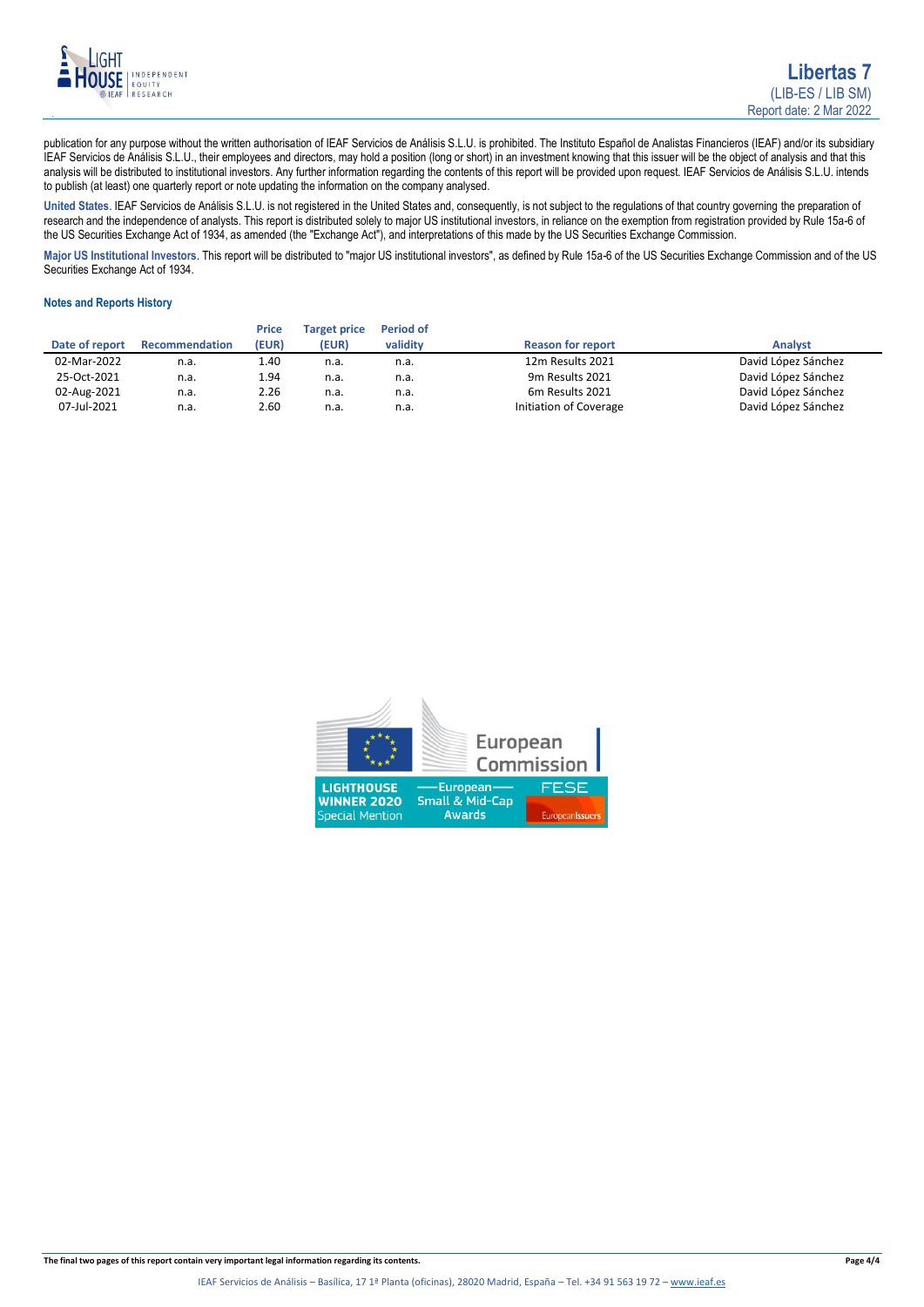publication for any purpose without the written authorisation of IEAF Servicios de Análisis S.L.U. is prohibited. The Instituto Español de Analistas Financieros (IEAF) and/or its subsidiary IEAF Servicios de Análisis S.L.U., their employees and directors, may hold a position (long or short) in an investment knowing that this issuer will be the object of analysis and that this analysis will be distributed to institutional investors. Any further information regarding the contents of this report will be provided upon request. IEAF Servicios de Análisis S.L.U. intends to publish (at least) one quarterly report or note updating the information on the company analysed.

**United States.** IEAF Servicios de Análisis S.L.U. is not registered in the United States and, consequently, is not subject to the regulations of that country governing the preparation of research and the independence of analysts. This report is distributed solely to major US institutional investors, in reliance on the exemption from registration provided by Rule 15a-6 of the US Securities Exchange Act of 1934, as amended (the "Exchange Act"), and interpretations of this made by the US Securities Exchange Commission.

**Major US Institutional Investors.** This report will be distributed to "major US institutional investors", as defined by Rule 15a-6 of the US Securities Exchange Commission and of the US Securities Exchange Act of 1934.

**Notes and Reports History**

| Date of report | Recommendation | Price (EUR) | Target price (EUR) | Period of validity | Reason for report | Analyst |
|---|---|---|---|---|---|---|
| 02-Mar-2022 | n.a. | 1.40 | n.a. | n.a. | 12m Results 2021 | David López Sánchez |
| 25-Oct-2021 | n.a. | 1.94 | n.a. | n.a. | 9m Results 2021 | David López Sánchez |
| 02-Aug-2021 | n.a. | 2.26 | n.a. | n.a. | 6m Results 2021 | David López Sánchez |
| 07-Jul-2021 | n.a. | 2.60 | n.a. | n.a. | Initiation of Coverage | David López Sánchez |

European Commission

LIGHTHOUSE WINNER 2020 Special Mention

European Small & Mid-Cap Awards

FESE

EuropeanIssuers

**The final two pages of this report contain very important legal information regarding its contents.**

IEAF Servicios de Análisis – Basílica, 17 1ª Planta (oficinas), 28020 Madrid, España – Tel. +34 91 563 19 72 – www.ieaf.es